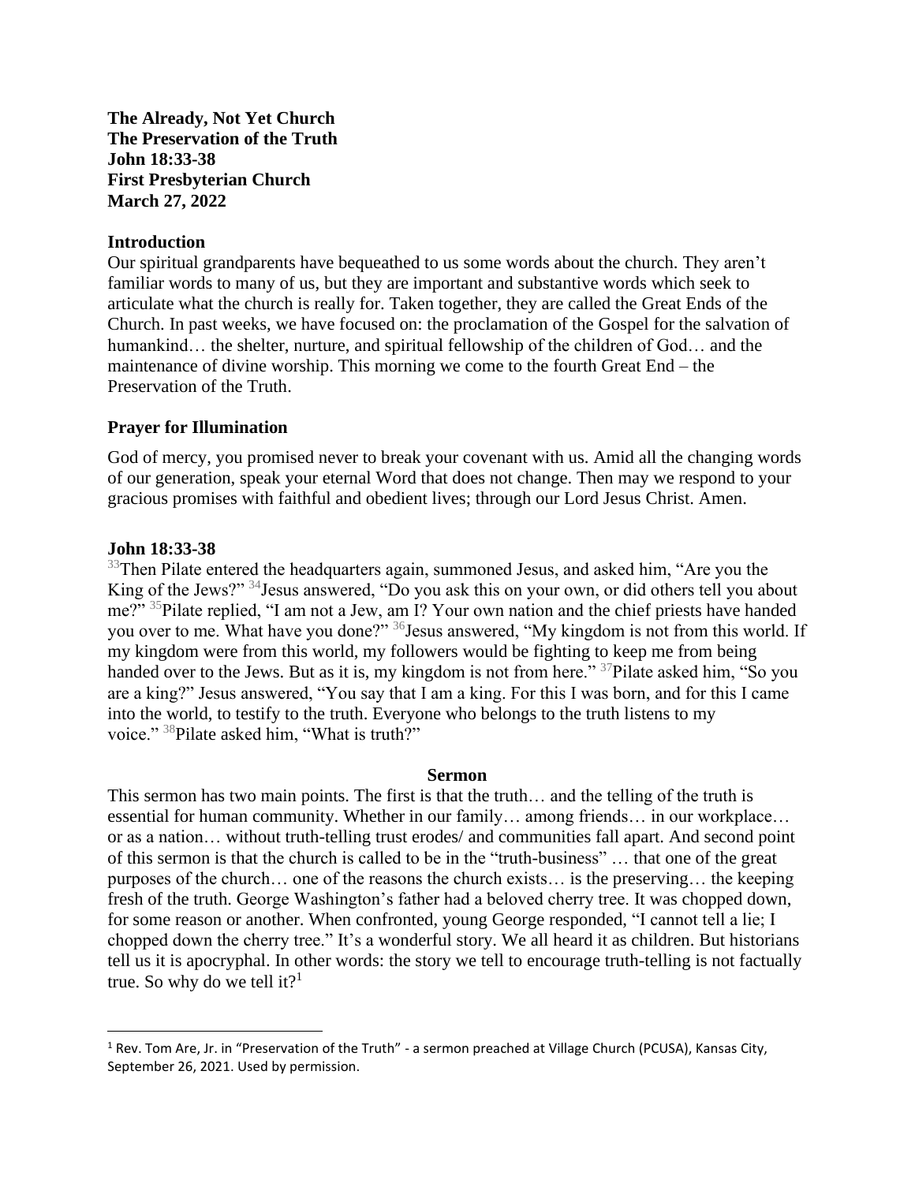**The Already, Not Yet Church**
**The Preservation of the Truth**
**John 18:33-38**
**First Presbyterian Church**
**March 27, 2022**

## Introduction

Our spiritual grandparents have bequeathed to us some words about the church. They aren't familiar words to many of us, but they are important and substantive words which seek to articulate what the church is really for. Taken together, they are called the Great Ends of the Church. In past weeks, we have focused on: the proclamation of the Gospel for the salvation of humankind… the shelter, nurture, and spiritual fellowship of the children of God… and the maintenance of divine worship. This morning we come to the fourth Great End – the Preservation of the Truth.

## Prayer for Illumination

God of mercy, you promised never to break your covenant with us. Amid all the changing words of our generation, speak your eternal Word that does not change. Then may we respond to your gracious promises with faithful and obedient lives; through our Lord Jesus Christ. Amen.

## John 18:33-38

[33]Then Pilate entered the headquarters again, summoned Jesus, and asked him, "Are you the King of the Jews?" [34]Jesus answered, "Do you ask this on your own, or did others tell you about me?" [35]Pilate replied, "I am not a Jew, am I? Your own nation and the chief priests have handed you over to me. What have you done?" [36]Jesus answered, "My kingdom is not from this world. If my kingdom were from this world, my followers would be fighting to keep me from being handed over to the Jews. But as it is, my kingdom is not from here." [37]Pilate asked him, "So you are a king?" Jesus answered, "You say that I am a king. For this I was born, and for this I came into the world, to testify to the truth. Everyone who belongs to the truth listens to my voice." [38]Pilate asked him, "What is truth?"

## Sermon

This sermon has two main points. The first is that the truth… and the telling of the truth is essential for human community. Whether in our family… among friends… in our workplace… or as a nation… without truth-telling trust erodes/ and communities fall apart. And second point of this sermon is that the church is called to be in the "truth-business" … that one of the great purposes of the church… one of the reasons the church exists… is the preserving… the keeping fresh of the truth. George Washington's father had a beloved cherry tree. It was chopped down, for some reason or another. When confronted, young George responded, "I cannot tell a lie; I chopped down the cherry tree." It's a wonderful story. We all heard it as children. But historians tell us it is apocryphal. In other words: the story we tell to encourage truth-telling is not factually true. So why do we tell it?[1]

---

[1] Rev. Tom Are, Jr. in "Preservation of the Truth" - a sermon preached at Village Church (PCUSA), Kansas City, September 26, 2021. Used by permission.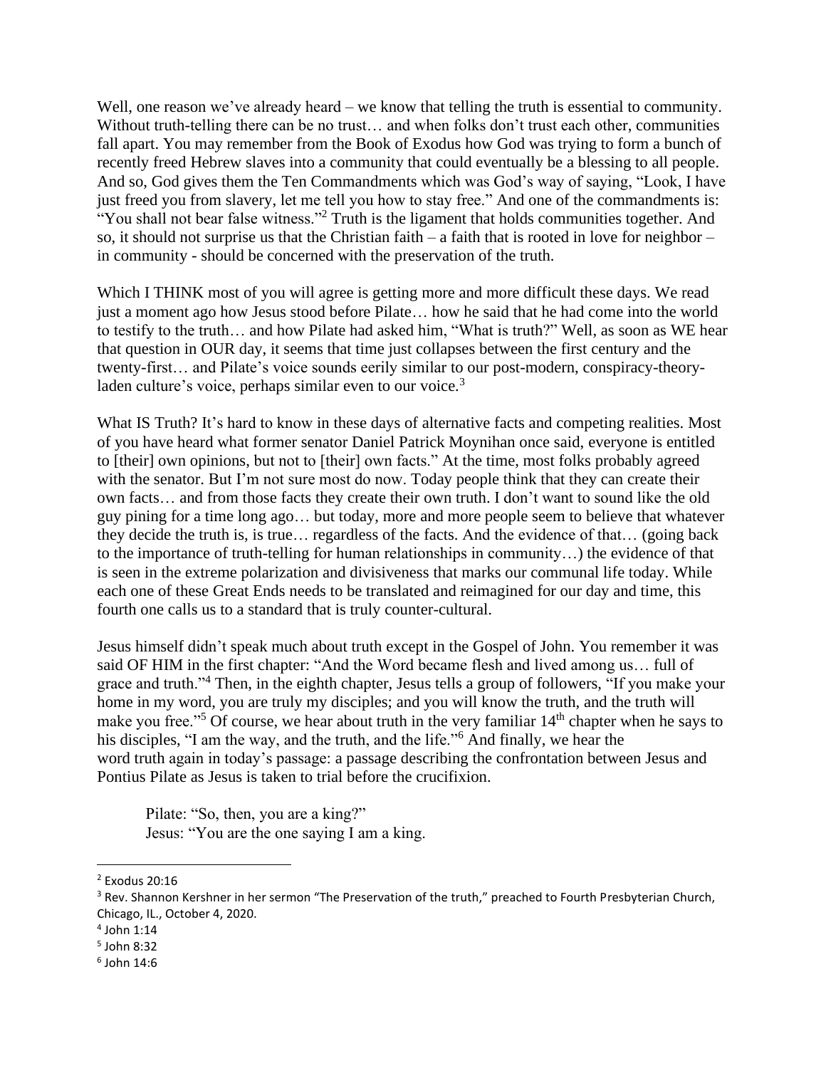Well, one reason we've already heard – we know that telling the truth is essential to community. Without truth-telling there can be no trust… and when folks don't trust each other, communities fall apart. You may remember from the Book of Exodus how God was trying to form a bunch of recently freed Hebrew slaves into a community that could eventually be a blessing to all people. And so, God gives them the Ten Commandments which was God's way of saying, "Look, I have just freed you from slavery, let me tell you how to stay free." And one of the commandments is: "You shall not bear false witness."[2] Truth is the ligament that holds communities together. And so, it should not surprise us that the Christian faith – a faith that is rooted in love for neighbor – in community - should be concerned with the preservation of the truth.

Which I THINK most of you will agree is getting more and more difficult these days. We read just a moment ago how Jesus stood before Pilate… how he said that he had come into the world to testify to the truth… and how Pilate had asked him, "What is truth?" Well, as soon as WE hear that question in OUR day, it seems that time just collapses between the first century and the twenty-first… and Pilate's voice sounds eerily similar to our post-modern, conspiracy-theory-laden culture's voice, perhaps similar even to our voice.[3]

What IS Truth? It's hard to know in these days of alternative facts and competing realities. Most of you have heard what former senator Daniel Patrick Moynihan once said, everyone is entitled to [their] own opinions, but not to [their] own facts." At the time, most folks probably agreed with the senator. But I'm not sure most do now. Today people think that they can create their own facts… and from those facts they create their own truth. I don't want to sound like the old guy pining for a time long ago… but today, more and more people seem to believe that whatever they decide the truth is, is true… regardless of the facts. And the evidence of that… (going back to the importance of truth-telling for human relationships in community…) the evidence of that is seen in the extreme polarization and divisiveness that marks our communal life today. While each one of these Great Ends needs to be translated and reimagined for our day and time, this fourth one calls us to a standard that is truly counter-cultural.

Jesus himself didn't speak much about truth except in the Gospel of John. You remember it was said OF HIM in the first chapter: "And the Word became flesh and lived among us… full of grace and truth."[4] Then, in the eighth chapter, Jesus tells a group of followers, "If you make your home in my word, you are truly my disciples; and you will know the truth, and the truth will make you free."[5] Of course, we hear about truth in the very familiar 14th chapter when he says to his disciples, "I am the way, and the truth, and the life."[6] And finally, we hear the word truth again in today's passage: a passage describing the confrontation between Jesus and Pontius Pilate as Jesus is taken to trial before the crucifixion.

> Pilate: "So, then, you are a king?"
> Jesus: "You are the one saying I am a king.

---

[2] Exodus 20:16

[3] Rev. Shannon Kershner in her sermon "The Preservation of the truth," preached to Fourth Presbyterian Church, Chicago, IL., October 4, 2020.

[4] John 1:14

[5] John 8:32

[6] John 14:6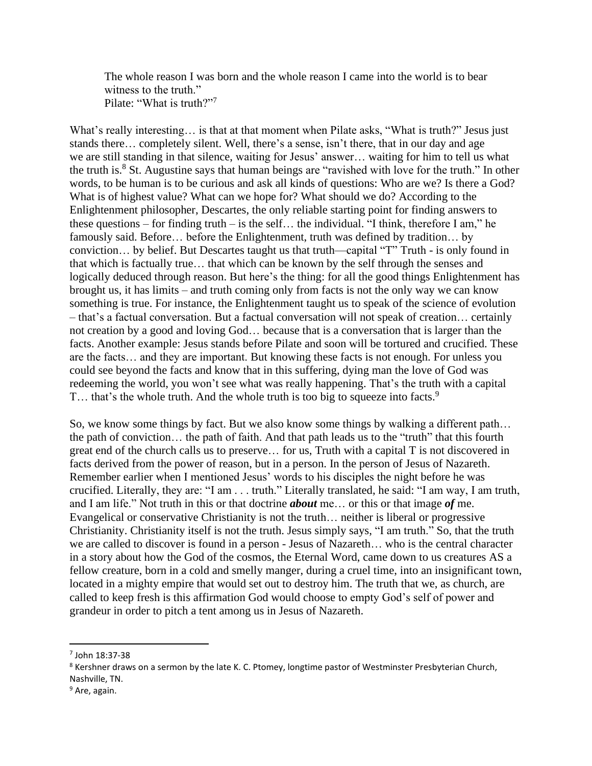The whole reason I was born and the whole reason I came into the world is to bear witness to the truth."
Pilate: "What is truth?"[7]

What's really interesting… is that at that moment when Pilate asks, "What is truth?" Jesus just stands there… completely silent. Well, there's a sense, isn't there, that in our day and age we are still standing in that silence, waiting for Jesus' answer… waiting for him to tell us what the truth is.[8] St. Augustine says that human beings are "ravished with love for the truth." In other words, to be human is to be curious and ask all kinds of questions: Who are we? Is there a God? What is of highest value? What can we hope for? What should we do? According to the Enlightenment philosopher, Descartes, the only reliable starting point for finding answers to these questions – for finding truth – is the self… the individual. "I think, therefore I am," he famously said. Before… before the Enlightenment, truth was defined by tradition… by conviction… by belief. But Descartes taught us that truth—capital "T" Truth - is only found in that which is factually true… that which can be known by the self through the senses and logically deduced through reason. But here's the thing: for all the good things Enlightenment has brought us, it has limits – and truth coming only from facts is not the only way we can know something is true. For instance, the Enlightenment taught us to speak of the science of evolution – that's a factual conversation. But a factual conversation will not speak of creation… certainly not creation by a good and loving God… because that is a conversation that is larger than the facts. Another example: Jesus stands before Pilate and soon will be tortured and crucified. These are the facts… and they are important. But knowing these facts is not enough. For unless you could see beyond the facts and know that in this suffering, dying man the love of God was redeeming the world, you won't see what was really happening. That's the truth with a capital T… that's the whole truth. And the whole truth is too big to squeeze into facts.[9]

So, we know some things by fact. But we also know some things by walking a different path… the path of conviction… the path of faith. And that path leads us to the "truth" that this fourth great end of the church calls us to preserve… for us, Truth with a capital T is not discovered in facts derived from the power of reason, but in a person. In the person of Jesus of Nazareth. Remember earlier when I mentioned Jesus' words to his disciples the night before he was crucified. Literally, they are: "I am . . . truth." Literally translated, he said: "I am way, I am truth, and I am life." Not truth in this or that doctrine ***about*** me… or this or that image ***of*** me. Evangelical or conservative Christianity is not the truth… neither is liberal or progressive Christianity. Christianity itself is not the truth. Jesus simply says, "I am truth." So, that the truth we are called to discover is found in a person - Jesus of Nazareth… who is the central character in a story about how the God of the cosmos, the Eternal Word, came down to us creatures AS a fellow creature, born in a cold and smelly manger, during a cruel time, into an insignificant town, located in a mighty empire that would set out to destroy him. The truth that we, as church, are called to keep fresh is this affirmation God would choose to empty God's self of power and grandeur in order to pitch a tent among us in Jesus of Nazareth.

---

[7] John 18:37-38

[8] Kershner draws on a sermon by the late K. C. Ptomey, longtime pastor of Westminster Presbyterian Church, Nashville, TN.

[9] Are, again.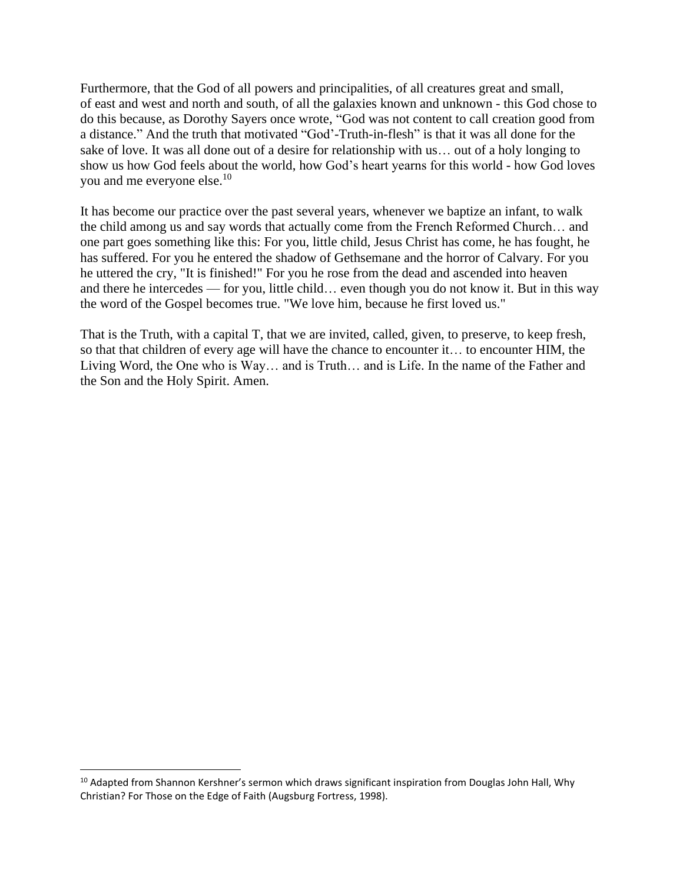Furthermore, that the God of all powers and principalities, of all creatures great and small, of east and west and north and south, of all the galaxies known and unknown - this God chose to do this because, as Dorothy Sayers once wrote, "God was not content to call creation good from a distance." And the truth that motivated "God'-Truth-in-flesh" is that it was all done for the sake of love. It was all done out of a desire for relationship with us… out of a holy longing to show us how God feels about the world, how God's heart yearns for this world - how God loves you and me everyone else.[10]

It has become our practice over the past several years, whenever we baptize an infant, to walk the child among us and say words that actually come from the French Reformed Church… and one part goes something like this: For you, little child, Jesus Christ has come, he has fought, he has suffered. For you he entered the shadow of Gethsemane and the horror of Calvary. For you he uttered the cry, "It is finished!" For you he rose from the dead and ascended into heaven and there he intercedes — for you, little child… even though you do not know it. But in this way the word of the Gospel becomes true. "We love him, because he first loved us."

That is the Truth, with a capital T, that we are invited, called, given, to preserve, to keep fresh, so that that children of every age will have the chance to encounter it… to encounter HIM, the Living Word, the One who is Way… and is Truth… and is Life. In the name of the Father and the Son and the Holy Spirit. Amen.

---

[10] Adapted from Shannon Kershner's sermon which draws significant inspiration from Douglas John Hall, Why Christian? For Those on the Edge of Faith (Augsburg Fortress, 1998).